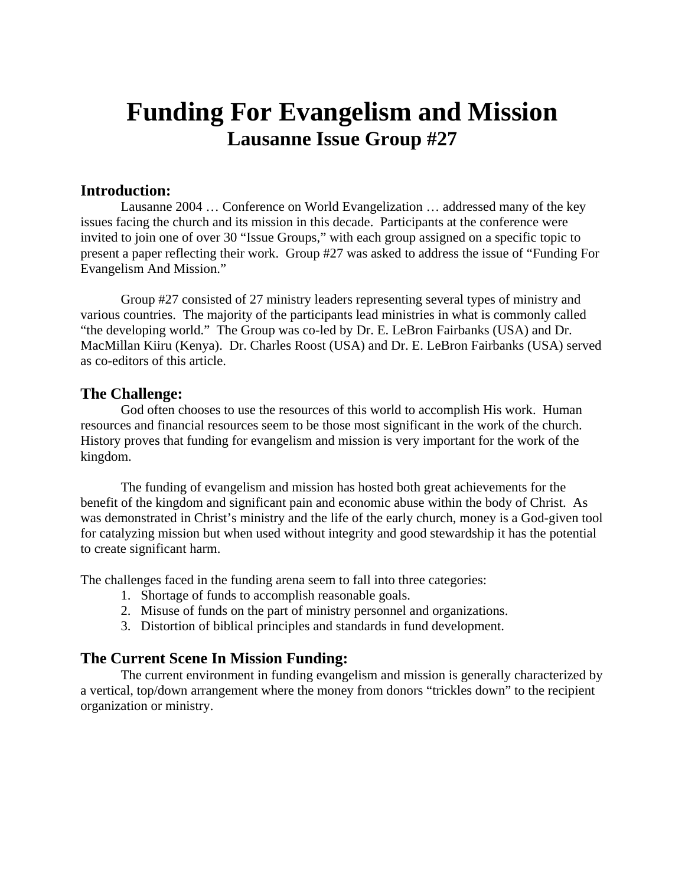# Funding For Evangelism and Mission

## Lausanne Issue Group #27

### Introduction:

Lausanne 2004 … Conference on World Evangelization … addressed many of the key issues facing the church and its mission in this decade. Participants at the conference were invited to join one of over 30 "Issue Groups," with each group assigned on a specific topic to present a paper reflecting their work. Group #27 was asked to address the issue of "Funding For Evangelism And Mission."

Group #27 consisted of 27 ministry leaders representing several types of ministry and various countries. The majority of the participants lead ministries in what is commonly called "the developing world." The Group was co-led by Dr. E. LeBron Fairbanks (USA) and Dr. MacMillan Kiiru (Kenya). Dr. Charles Roost (USA) and Dr. E. LeBron Fairbanks (USA) served as co-editors of this article.

### The Challenge:

God often chooses to use the resources of this world to accomplish His work. Human resources and financial resources seem to be those most significant in the work of the church. History proves that funding for evangelism and mission is very important for the work of the kingdom.

The funding of evangelism and mission has hosted both great achievements for the benefit of the kingdom and significant pain and economic abuse within the body of Christ. As was demonstrated in Christ's ministry and the life of the early church, money is a God-given tool for catalyzing mission but when used without integrity and good stewardship it has the potential to create significant harm.

The challenges faced in the funding arena seem to fall into three categories:

1. Shortage of funds to accomplish reasonable goals.
2. Misuse of funds on the part of ministry personnel and organizations.
3. Distortion of biblical principles and standards in fund development.

### The Current Scene In Mission Funding:

The current environment in funding evangelism and mission is generally characterized by a vertical, top/down arrangement where the money from donors "trickles down" to the recipient organization or ministry.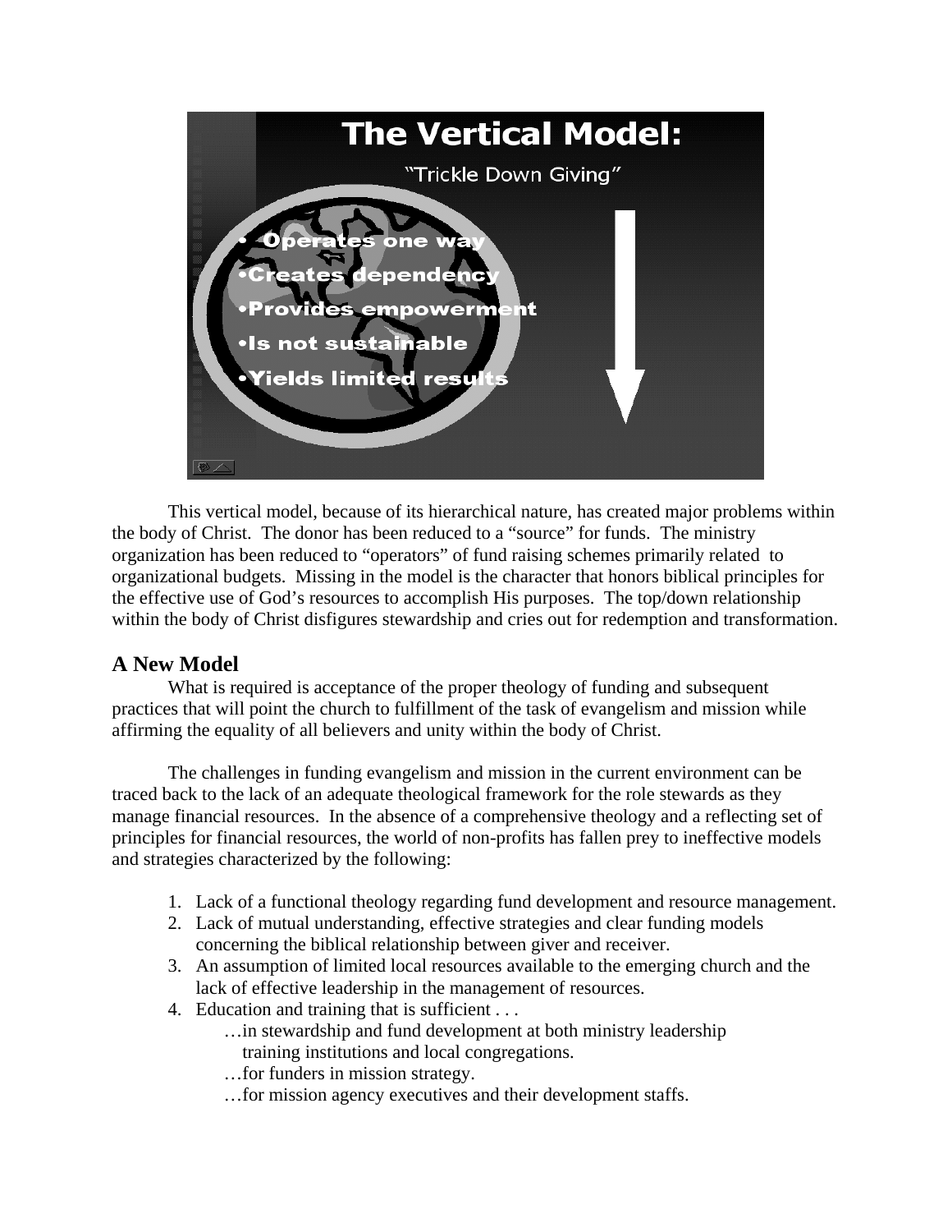## The Vertical Model:

"Trickle Down Giving"

- Operates one way
- Creates dependency
- Provides empowerment
- Is not sustainable
- Yields limited results

This vertical model, because of its hierarchical nature, has created major problems within the body of Christ. The donor has been reduced to a "source" for funds. The ministry organization has been reduced to "operators" of fund raising schemes primarily related to organizational budgets. Missing in the model is the character that honors biblical principles for the effective use of God's resources to accomplish His purposes. The top/down relationship within the body of Christ disfigures stewardship and cries out for redemption and transformation.

## A New Model

What is required is acceptance of the proper theology of funding and subsequent practices that will point the church to fulfillment of the task of evangelism and mission while affirming the equality of all believers and unity within the body of Christ.

The challenges in funding evangelism and mission in the current environment can be traced back to the lack of an adequate theological framework for the role stewards as they manage financial resources. In the absence of a comprehensive theology and a reflecting set of principles for financial resources, the world of non-profits has fallen prey to ineffective models and strategies characterized by the following:

1. Lack of a functional theology regarding fund development and resource management.
2. Lack of mutual understanding, effective strategies and clear funding models concerning the biblical relationship between giver and receiver.
3. An assumption of limited local resources available to the emerging church and the lack of effective leadership in the management of resources.
4. Education and training that is sufficient . . .
   …in stewardship and fund development at both ministry leadership training institutions and local congregations.
   …for funders in mission strategy.
   …for mission agency executives and their development staffs.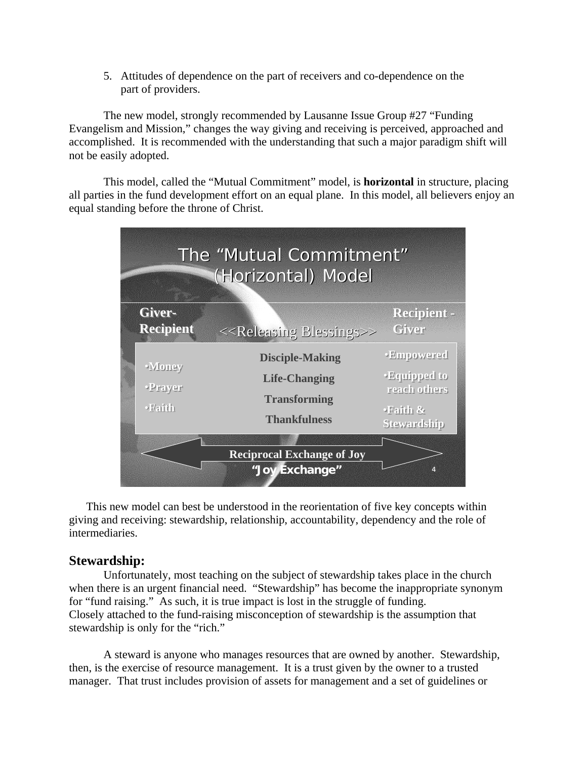5. Attitudes of dependence on the part of receivers and co-dependence on the part of providers.

The new model, strongly recommended by Lausanne Issue Group #27 "Funding Evangelism and Mission," changes the way giving and receiving is perceived, approached and accomplished. It is recommended with the understanding that such a major paradigm shift will not be easily adopted.

This model, called the "Mutual Commitment" model, is **horizontal** in structure, placing all parties in the fund development effort on an equal plane. In this model, all believers enjoy an equal standing before the throne of Christ.

The "Mutual Commitment" (Horizontal) Model

| Giver-Recipient | <<Releasing Blessings>> | Recipient - Giver |
|---|---|---|
| •Money<br>•Prayer<br>•Faith | Disciple-Making<br>Life-Changing<br>Transforming<br>Thankfulness | •Empowered<br>•Equipped to reach others<br>•Faith & Stewardship |

Reciprocal Exchange of Joy
"Joy Exchange"

This new model can best be understood in the reorientation of five key concepts within giving and receiving: stewardship, relationship, accountability, dependency and the role of intermediaries.

## Stewardship:

Unfortunately, most teaching on the subject of stewardship takes place in the church when there is an urgent financial need. "Stewardship" has become the inappropriate synonym for "fund raising." As such, it is true impact is lost in the struggle of funding. Closely attached to the fund-raising misconception of stewardship is the assumption that stewardship is only for the "rich."

A steward is anyone who manages resources that are owned by another. Stewardship, then, is the exercise of resource management. It is a trust given by the owner to a trusted manager. That trust includes provision of assets for management and a set of guidelines or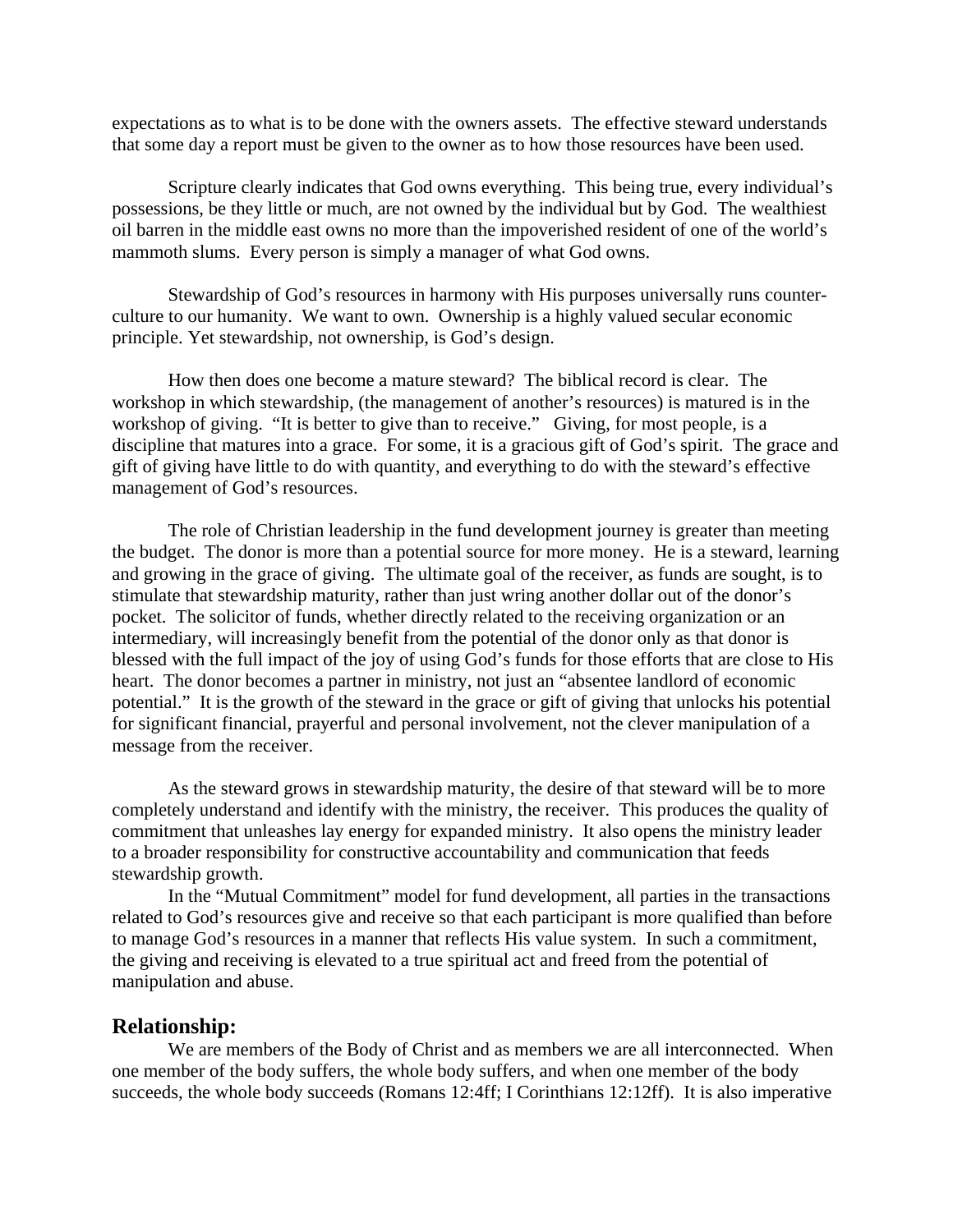expectations as to what is to be done with the owners assets. The effective steward understands that some day a report must be given to the owner as to how those resources have been used.

Scripture clearly indicates that God owns everything. This being true, every individual's possessions, be they little or much, are not owned by the individual but by God. The wealthiest oil barren in the middle east owns no more than the impoverished resident of one of the world's mammoth slums. Every person is simply a manager of what God owns.

Stewardship of God's resources in harmony with His purposes universally runs counter-culture to our humanity. We want to own. Ownership is a highly valued secular economic principle. Yet stewardship, not ownership, is God's design.

How then does one become a mature steward? The biblical record is clear. The workshop in which stewardship, (the management of another's resources) is matured is in the workshop of giving. "It is better to give than to receive." Giving, for most people, is a discipline that matures into a grace. For some, it is a gracious gift of God's spirit. The grace and gift of giving have little to do with quantity, and everything to do with the steward's effective management of God's resources.

The role of Christian leadership in the fund development journey is greater than meeting the budget. The donor is more than a potential source for more money. He is a steward, learning and growing in the grace of giving. The ultimate goal of the receiver, as funds are sought, is to stimulate that stewardship maturity, rather than just wring another dollar out of the donor's pocket. The solicitor of funds, whether directly related to the receiving organization or an intermediary, will increasingly benefit from the potential of the donor only as that donor is blessed with the full impact of the joy of using God's funds for those efforts that are close to His heart. The donor becomes a partner in ministry, not just an "absentee landlord of economic potential." It is the growth of the steward in the grace or gift of giving that unlocks his potential for significant financial, prayerful and personal involvement, not the clever manipulation of a message from the receiver.

As the steward grows in stewardship maturity, the desire of that steward will be to more completely understand and identify with the ministry, the receiver. This produces the quality of commitment that unleashes lay energy for expanded ministry. It also opens the ministry leader to a broader responsibility for constructive accountability and communication that feeds stewardship growth.

In the "Mutual Commitment" model for fund development, all parties in the transactions related to God's resources give and receive so that each participant is more qualified than before to manage God's resources in a manner that reflects His value system. In such a commitment, the giving and receiving is elevated to a true spiritual act and freed from the potential of manipulation and abuse.

## Relationship:

We are members of the Body of Christ and as members we are all interconnected. When one member of the body suffers, the whole body suffers, and when one member of the body succeeds, the whole body succeeds (Romans 12:4ff; I Corinthians 12:12ff). It is also imperative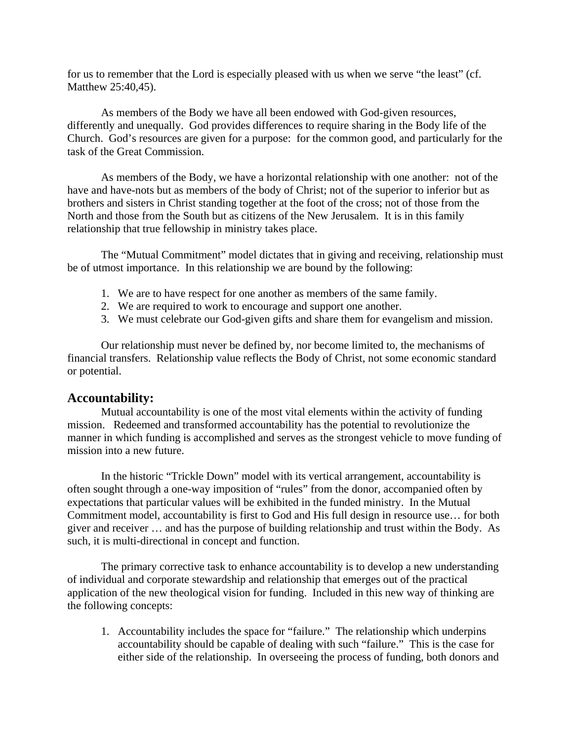for us to remember that the Lord is especially pleased with us when we serve "the least" (cf. Matthew 25:40,45).

As members of the Body we have all been endowed with God-given resources, differently and unequally. God provides differences to require sharing in the Body life of the Church. God's resources are given for a purpose: for the common good, and particularly for the task of the Great Commission.

As members of the Body, we have a horizontal relationship with one another: not of the have and have-nots but as members of the body of Christ; not of the superior to inferior but as brothers and sisters in Christ standing together at the foot of the cross; not of those from the North and those from the South but as citizens of the New Jerusalem. It is in this family relationship that true fellowship in ministry takes place.

The "Mutual Commitment" model dictates that in giving and receiving, relationship must be of utmost importance. In this relationship we are bound by the following:

1. We are to have respect for one another as members of the same family.
2. We are required to work to encourage and support one another.
3. We must celebrate our God-given gifts and share them for evangelism and mission.

Our relationship must never be defined by, nor become limited to, the mechanisms of financial transfers. Relationship value reflects the Body of Christ, not some economic standard or potential.

## Accountability:

Mutual accountability is one of the most vital elements within the activity of funding mission. Redeemed and transformed accountability has the potential to revolutionize the manner in which funding is accomplished and serves as the strongest vehicle to move funding of mission into a new future.

In the historic "Trickle Down" model with its vertical arrangement, accountability is often sought through a one-way imposition of "rules" from the donor, accompanied often by expectations that particular values will be exhibited in the funded ministry. In the Mutual Commitment model, accountability is first to God and His full design in resource use… for both giver and receiver … and has the purpose of building relationship and trust within the Body. As such, it is multi-directional in concept and function.

The primary corrective task to enhance accountability is to develop a new understanding of individual and corporate stewardship and relationship that emerges out of the practical application of the new theological vision for funding. Included in this new way of thinking are the following concepts:

1. Accountability includes the space for "failure." The relationship which underpins accountability should be capable of dealing with such "failure." This is the case for either side of the relationship. In overseeing the process of funding, both donors and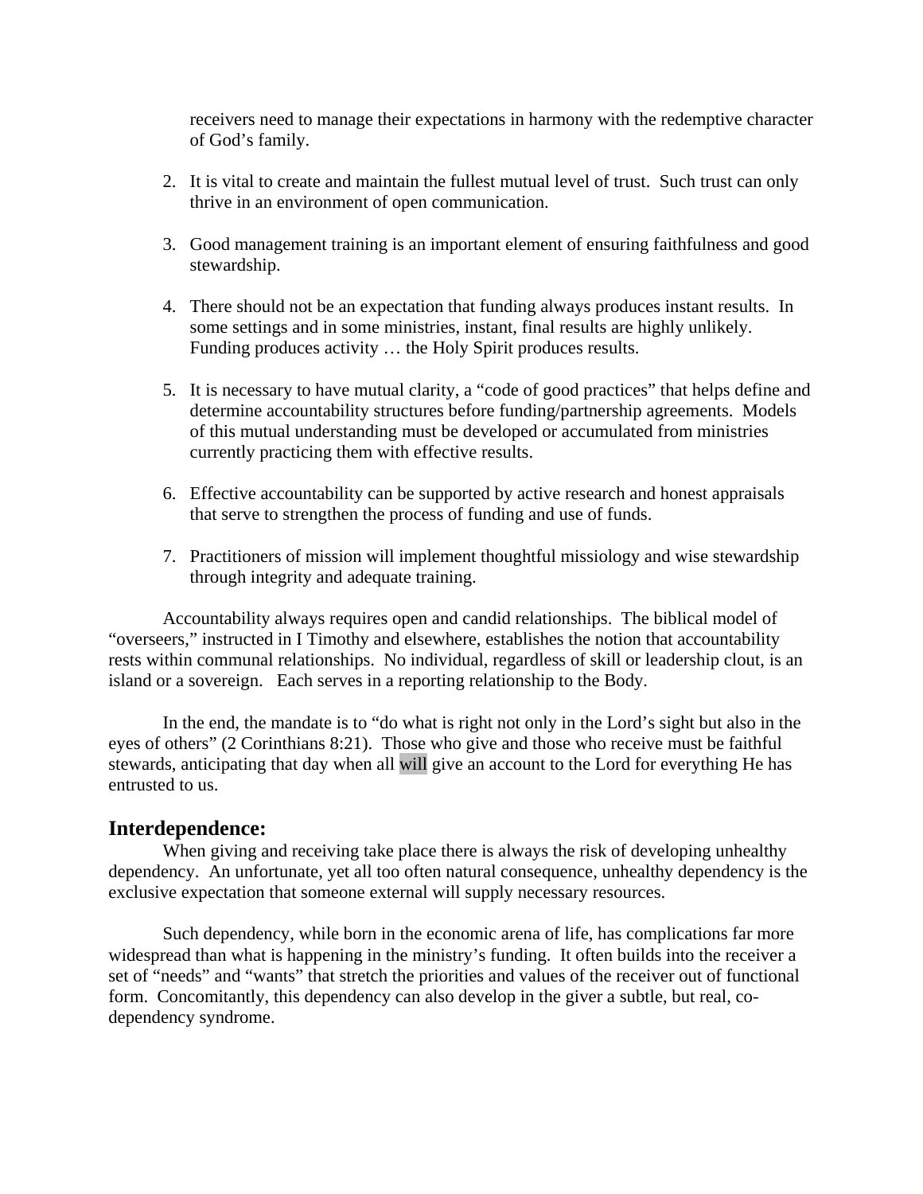receivers need to manage their expectations in harmony with the redemptive character of God's family.

2. It is vital to create and maintain the fullest mutual level of trust. Such trust can only thrive in an environment of open communication.

3. Good management training is an important element of ensuring faithfulness and good stewardship.

4. There should not be an expectation that funding always produces instant results. In some settings and in some ministries, instant, final results are highly unlikely. Funding produces activity … the Holy Spirit produces results.

5. It is necessary to have mutual clarity, a "code of good practices" that helps define and determine accountability structures before funding/partnership agreements. Models of this mutual understanding must be developed or accumulated from ministries currently practicing them with effective results.

6. Effective accountability can be supported by active research and honest appraisals that serve to strengthen the process of funding and use of funds.

7. Practitioners of mission will implement thoughtful missiology and wise stewardship through integrity and adequate training.

Accountability always requires open and candid relationships. The biblical model of "overseers," instructed in I Timothy and elsewhere, establishes the notion that accountability rests within communal relationships. No individual, regardless of skill or leadership clout, is an island or a sovereign. Each serves in a reporting relationship to the Body.

In the end, the mandate is to "do what is right not only in the Lord's sight but also in the eyes of others" (2 Corinthians 8:21). Those who give and those who receive must be faithful stewards, anticipating that day when all will give an account to the Lord for everything He has entrusted to us.

## Interdependence:

When giving and receiving take place there is always the risk of developing unhealthy dependency. An unfortunate, yet all too often natural consequence, unhealthy dependency is the exclusive expectation that someone external will supply necessary resources.

Such dependency, while born in the economic arena of life, has complications far more widespread than what is happening in the ministry's funding. It often builds into the receiver a set of "needs" and "wants" that stretch the priorities and values of the receiver out of functional form. Concomitantly, this dependency can also develop in the giver a subtle, but real, co-dependency syndrome.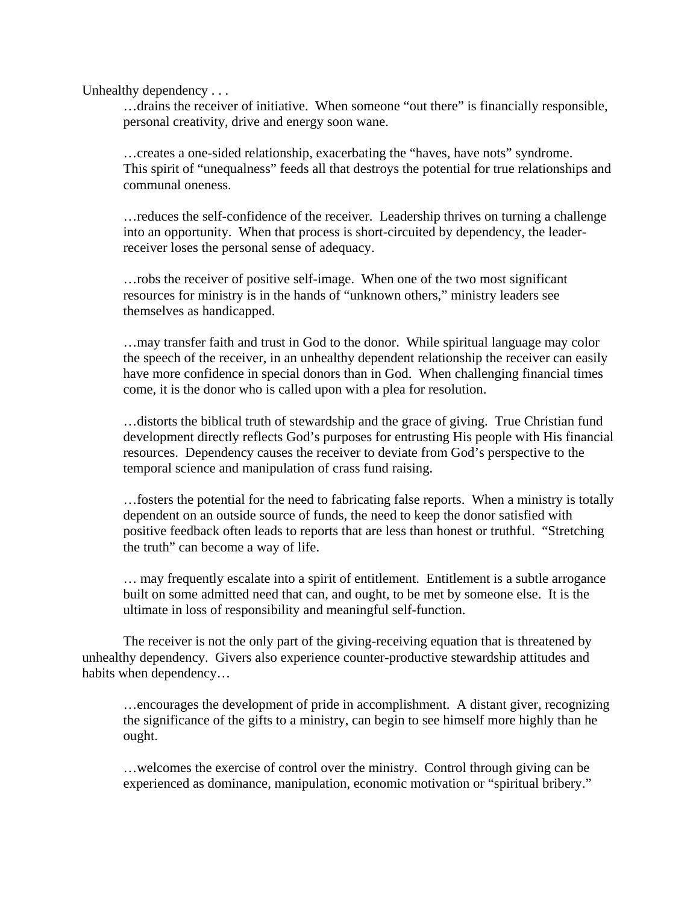Unhealthy dependency . . .

…drains the receiver of initiative. When someone "out there" is financially responsible, personal creativity, drive and energy soon wane.

…creates a one-sided relationship, exacerbating the "haves, have nots" syndrome. This spirit of "unequalness" feeds all that destroys the potential for true relationships and communal oneness.

…reduces the self-confidence of the receiver. Leadership thrives on turning a challenge into an opportunity. When that process is short-circuited by dependency, the leader-receiver loses the personal sense of adequacy.

…robs the receiver of positive self-image. When one of the two most significant resources for ministry is in the hands of "unknown others," ministry leaders see themselves as handicapped.

…may transfer faith and trust in God to the donor. While spiritual language may color the speech of the receiver, in an unhealthy dependent relationship the receiver can easily have more confidence in special donors than in God. When challenging financial times come, it is the donor who is called upon with a plea for resolution.

…distorts the biblical truth of stewardship and the grace of giving. True Christian fund development directly reflects God's purposes for entrusting His people with His financial resources. Dependency causes the receiver to deviate from God's perspective to the temporal science and manipulation of crass fund raising.

…fosters the potential for the need to fabricating false reports. When a ministry is totally dependent on an outside source of funds, the need to keep the donor satisfied with positive feedback often leads to reports that are less than honest or truthful. "Stretching the truth" can become a way of life.

… may frequently escalate into a spirit of entitlement. Entitlement is a subtle arrogance built on some admitted need that can, and ought, to be met by someone else. It is the ultimate in loss of responsibility and meaningful self-function.

The receiver is not the only part of the giving-receiving equation that is threatened by unhealthy dependency. Givers also experience counter-productive stewardship attitudes and habits when dependency…

…encourages the development of pride in accomplishment. A distant giver, recognizing the significance of the gifts to a ministry, can begin to see himself more highly than he ought.

…welcomes the exercise of control over the ministry. Control through giving can be experienced as dominance, manipulation, economic motivation or "spiritual bribery."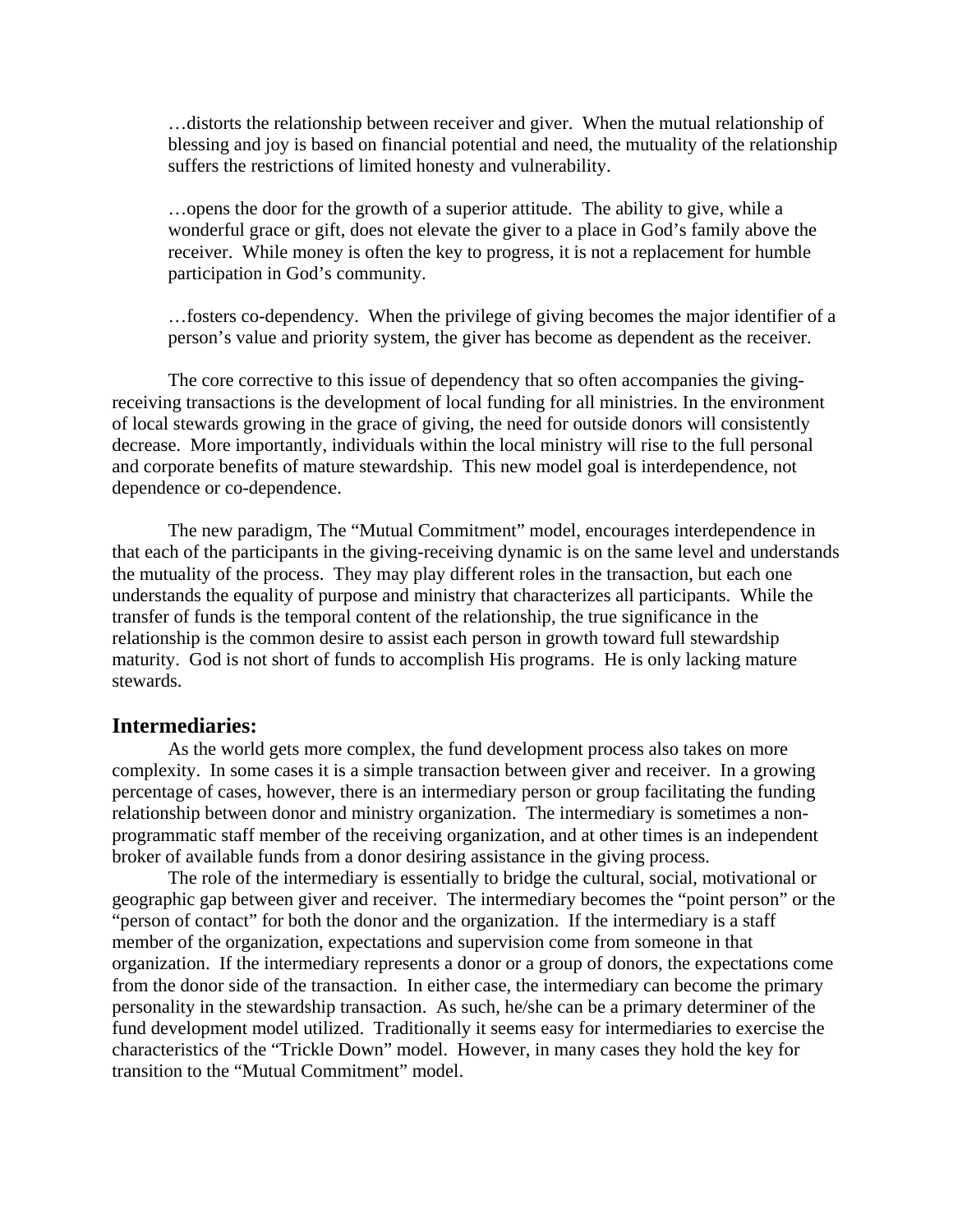…distorts the relationship between receiver and giver. When the mutual relationship of blessing and joy is based on financial potential and need, the mutuality of the relationship suffers the restrictions of limited honesty and vulnerability.

…opens the door for the growth of a superior attitude. The ability to give, while a wonderful grace or gift, does not elevate the giver to a place in God's family above the receiver. While money is often the key to progress, it is not a replacement for humble participation in God's community.

…fosters co-dependency. When the privilege of giving becomes the major identifier of a person's value and priority system, the giver has become as dependent as the receiver.

The core corrective to this issue of dependency that so often accompanies the giving-receiving transactions is the development of local funding for all ministries. In the environment of local stewards growing in the grace of giving, the need for outside donors will consistently decrease. More importantly, individuals within the local ministry will rise to the full personal and corporate benefits of mature stewardship. This new model goal is interdependence, not dependence or co-dependence.

The new paradigm, The "Mutual Commitment" model, encourages interdependence in that each of the participants in the giving-receiving dynamic is on the same level and understands the mutuality of the process. They may play different roles in the transaction, but each one understands the equality of purpose and ministry that characterizes all participants. While the transfer of funds is the temporal content of the relationship, the true significance in the relationship is the common desire to assist each person in growth toward full stewardship maturity. God is not short of funds to accomplish His programs. He is only lacking mature stewards.

## Intermediaries:

As the world gets more complex, the fund development process also takes on more complexity. In some cases it is a simple transaction between giver and receiver. In a growing percentage of cases, however, there is an intermediary person or group facilitating the funding relationship between donor and ministry organization. The intermediary is sometimes a non-programmatic staff member of the receiving organization, and at other times is an independent broker of available funds from a donor desiring assistance in the giving process.

The role of the intermediary is essentially to bridge the cultural, social, motivational or geographic gap between giver and receiver. The intermediary becomes the "point person" or the "person of contact" for both the donor and the organization. If the intermediary is a staff member of the organization, expectations and supervision come from someone in that organization. If the intermediary represents a donor or a group of donors, the expectations come from the donor side of the transaction. In either case, the intermediary can become the primary personality in the stewardship transaction. As such, he/she can be a primary determiner of the fund development model utilized. Traditionally it seems easy for intermediaries to exercise the characteristics of the "Trickle Down" model. However, in many cases they hold the key for transition to the "Mutual Commitment" model.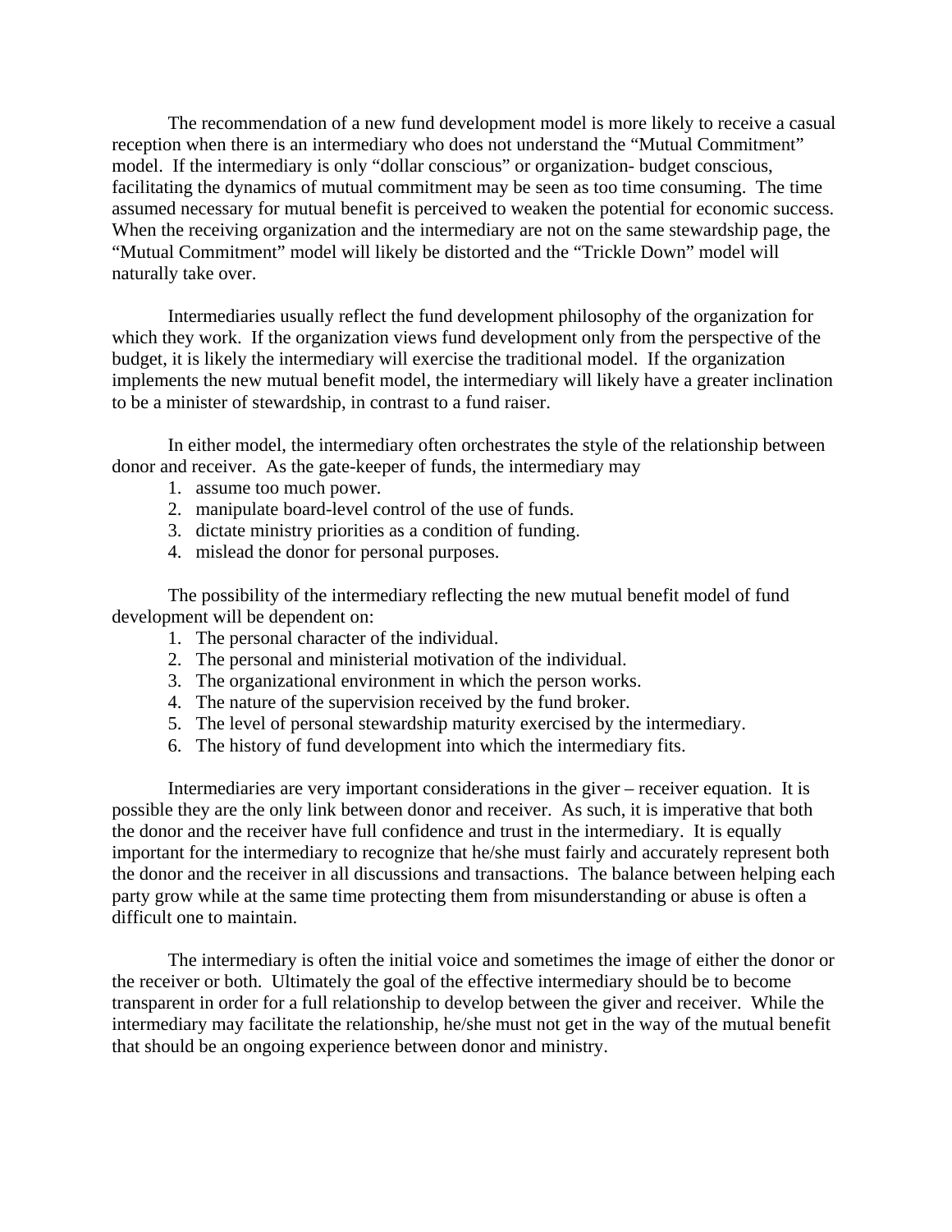The recommendation of a new fund development model is more likely to receive a casual reception when there is an intermediary who does not understand the "Mutual Commitment" model. If the intermediary is only "dollar conscious" or organization- budget conscious, facilitating the dynamics of mutual commitment may be seen as too time consuming. The time assumed necessary for mutual benefit is perceived to weaken the potential for economic success. When the receiving organization and the intermediary are not on the same stewardship page, the "Mutual Commitment" model will likely be distorted and the "Trickle Down" model will naturally take over.

Intermediaries usually reflect the fund development philosophy of the organization for which they work. If the organization views fund development only from the perspective of the budget, it is likely the intermediary will exercise the traditional model. If the organization implements the new mutual benefit model, the intermediary will likely have a greater inclination to be a minister of stewardship, in contrast to a fund raiser.

In either model, the intermediary often orchestrates the style of the relationship between donor and receiver. As the gate-keeper of funds, the intermediary may

1. assume too much power.
2. manipulate board-level control of the use of funds.
3. dictate ministry priorities as a condition of funding.
4. mislead the donor for personal purposes.

The possibility of the intermediary reflecting the new mutual benefit model of fund development will be dependent on:

1. The personal character of the individual.
2. The personal and ministerial motivation of the individual.
3. The organizational environment in which the person works.
4. The nature of the supervision received by the fund broker.
5. The level of personal stewardship maturity exercised by the intermediary.
6. The history of fund development into which the intermediary fits.

Intermediaries are very important considerations in the giver – receiver equation. It is possible they are the only link between donor and receiver. As such, it is imperative that both the donor and the receiver have full confidence and trust in the intermediary. It is equally important for the intermediary to recognize that he/she must fairly and accurately represent both the donor and the receiver in all discussions and transactions. The balance between helping each party grow while at the same time protecting them from misunderstanding or abuse is often a difficult one to maintain.

The intermediary is often the initial voice and sometimes the image of either the donor or the receiver or both. Ultimately the goal of the effective intermediary should be to become transparent in order for a full relationship to develop between the giver and receiver. While the intermediary may facilitate the relationship, he/she must not get in the way of the mutual benefit that should be an ongoing experience between donor and ministry.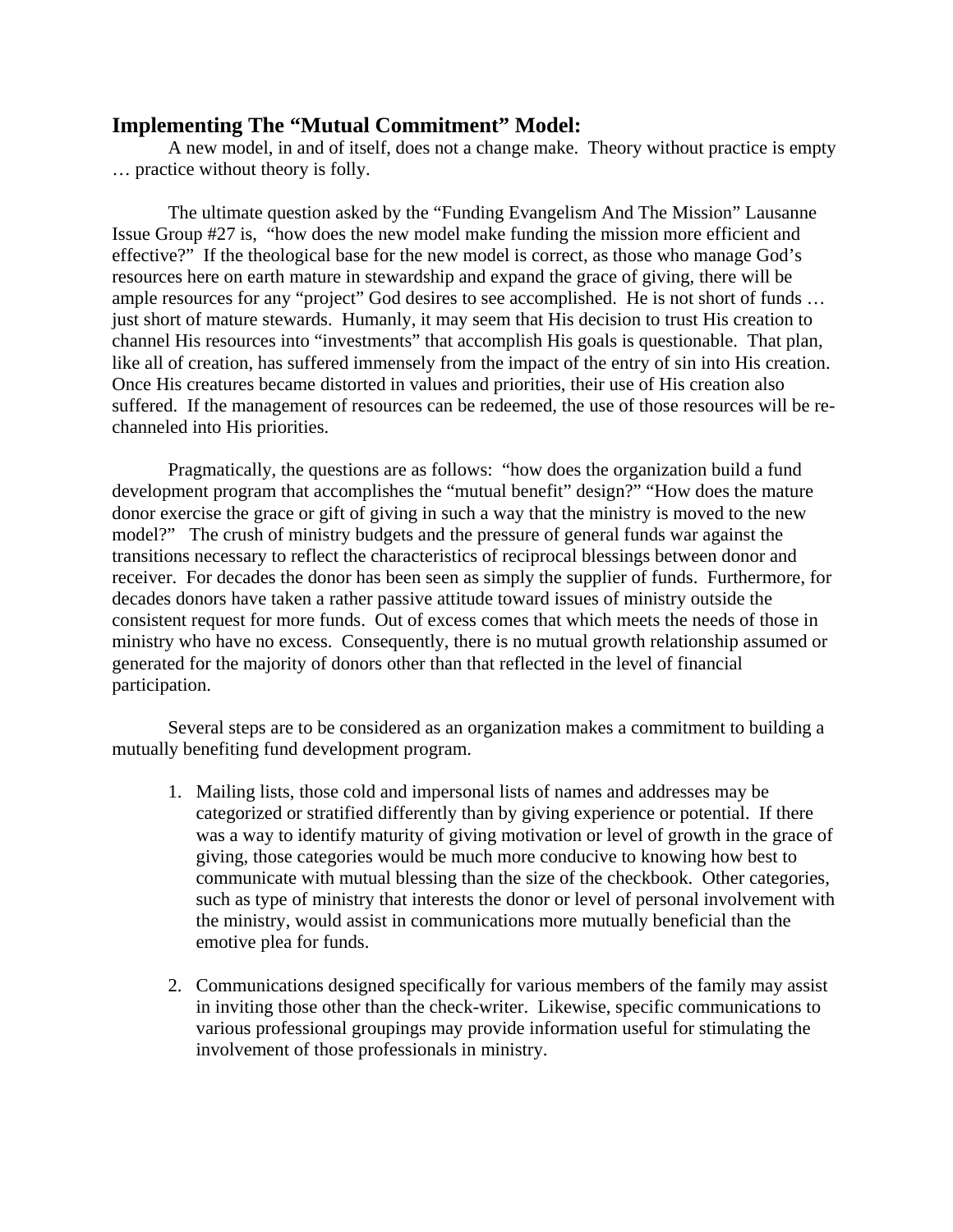## Implementing The "Mutual Commitment" Model:

A new model, in and of itself, does not a change make. Theory without practice is empty … practice without theory is folly.

The ultimate question asked by the "Funding Evangelism And The Mission" Lausanne Issue Group #27 is, "how does the new model make funding the mission more efficient and effective?" If the theological base for the new model is correct, as those who manage God's resources here on earth mature in stewardship and expand the grace of giving, there will be ample resources for any "project" God desires to see accomplished. He is not short of funds … just short of mature stewards. Humanly, it may seem that His decision to trust His creation to channel His resources into "investments" that accomplish His goals is questionable. That plan, like all of creation, has suffered immensely from the impact of the entry of sin into His creation. Once His creatures became distorted in values and priorities, their use of His creation also suffered. If the management of resources can be redeemed, the use of those resources will be re-channeled into His priorities.

Pragmatically, the questions are as follows: "how does the organization build a fund development program that accomplishes the "mutual benefit" design?" "How does the mature donor exercise the grace or gift of giving in such a way that the ministry is moved to the new model?" The crush of ministry budgets and the pressure of general funds war against the transitions necessary to reflect the characteristics of reciprocal blessings between donor and receiver. For decades the donor has been seen as simply the supplier of funds. Furthermore, for decades donors have taken a rather passive attitude toward issues of ministry outside the consistent request for more funds. Out of excess comes that which meets the needs of those in ministry who have no excess. Consequently, there is no mutual growth relationship assumed or generated for the majority of donors other than that reflected in the level of financial participation.

Several steps are to be considered as an organization makes a commitment to building a mutually benefiting fund development program.

1. Mailing lists, those cold and impersonal lists of names and addresses may be categorized or stratified differently than by giving experience or potential. If there was a way to identify maturity of giving motivation or level of growth in the grace of giving, those categories would be much more conducive to knowing how best to communicate with mutual blessing than the size of the checkbook. Other categories, such as type of ministry that interests the donor or level of personal involvement with the ministry, would assist in communications more mutually beneficial than the emotive plea for funds.

2. Communications designed specifically for various members of the family may assist in inviting those other than the check-writer. Likewise, specific communications to various professional groupings may provide information useful for stimulating the involvement of those professionals in ministry.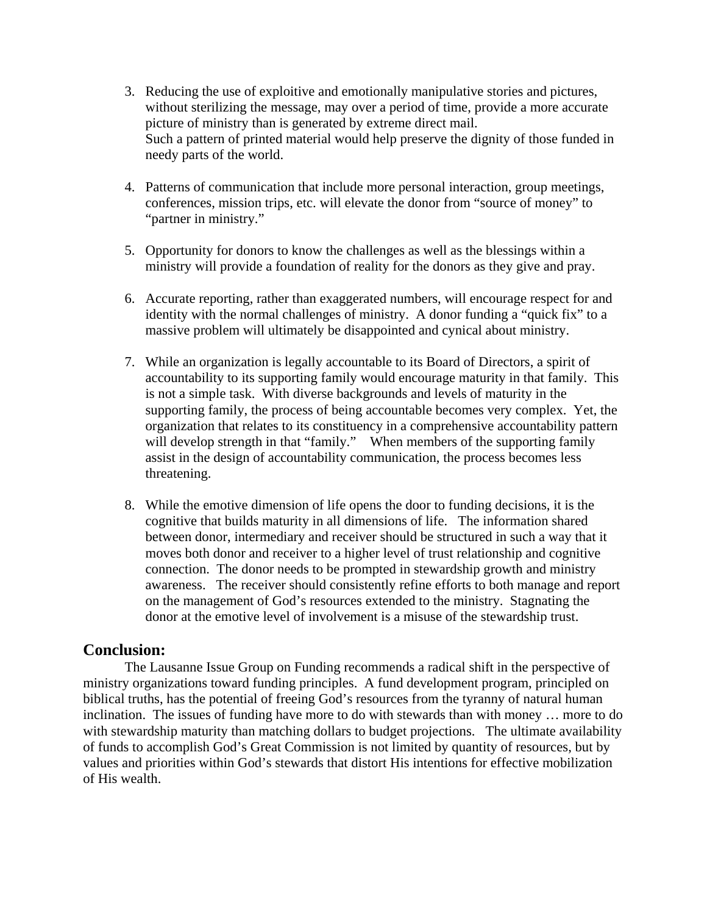3. Reducing the use of exploitive and emotionally manipulative stories and pictures, without sterilizing the message, may over a period of time, provide a more accurate picture of ministry than is generated by extreme direct mail.
   Such a pattern of printed material would help preserve the dignity of those funded in needy parts of the world.

4. Patterns of communication that include more personal interaction, group meetings, conferences, mission trips, etc. will elevate the donor from "source of money" to "partner in ministry."

5. Opportunity for donors to know the challenges as well as the blessings within a ministry will provide a foundation of reality for the donors as they give and pray.

6. Accurate reporting, rather than exaggerated numbers, will encourage respect for and identity with the normal challenges of ministry. A donor funding a "quick fix" to a massive problem will ultimately be disappointed and cynical about ministry.

7. While an organization is legally accountable to its Board of Directors, a spirit of accountability to its supporting family would encourage maturity in that family. This is not a simple task. With diverse backgrounds and levels of maturity in the supporting family, the process of being accountable becomes very complex. Yet, the organization that relates to its constituency in a comprehensive accountability pattern will develop strength in that "family." When members of the supporting family assist in the design of accountability communication, the process becomes less threatening.

8. While the emotive dimension of life opens the door to funding decisions, it is the cognitive that builds maturity in all dimensions of life. The information shared between donor, intermediary and receiver should be structured in such a way that it moves both donor and receiver to a higher level of trust relationship and cognitive connection. The donor needs to be prompted in stewardship growth and ministry awareness. The receiver should consistently refine efforts to both manage and report on the management of God's resources extended to the ministry. Stagnating the donor at the emotive level of involvement is a misuse of the stewardship trust.

## Conclusion:

The Lausanne Issue Group on Funding recommends a radical shift in the perspective of ministry organizations toward funding principles. A fund development program, principled on biblical truths, has the potential of freeing God's resources from the tyranny of natural human inclination. The issues of funding have more to do with stewards than with money … more to do with stewardship maturity than matching dollars to budget projections. The ultimate availability of funds to accomplish God's Great Commission is not limited by quantity of resources, but by values and priorities within God's stewards that distort His intentions for effective mobilization of His wealth.